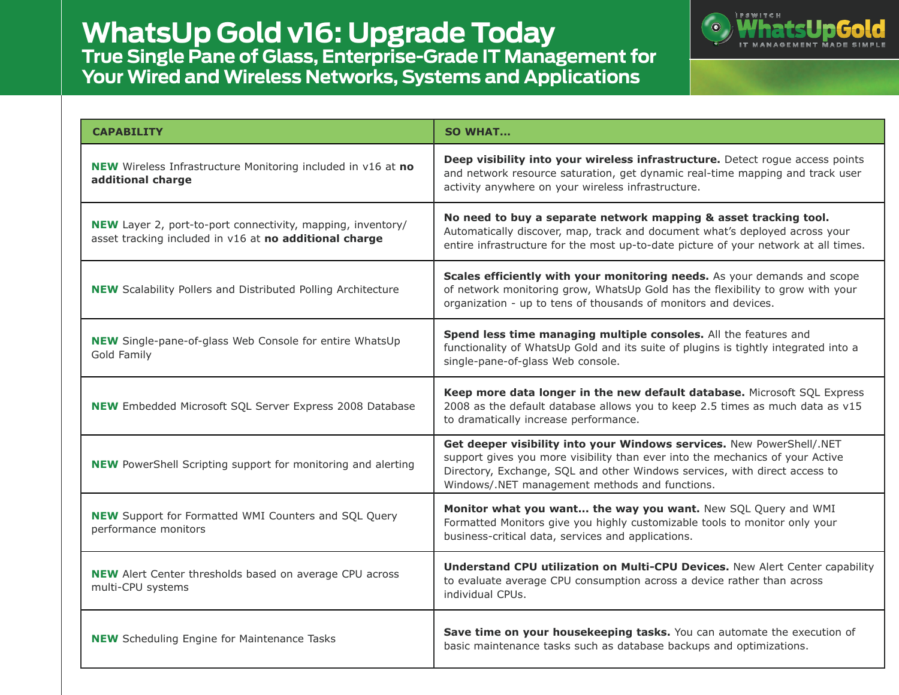# WhatsUp Gold v16: Upgrade Today

## True Single Pane of Glass, Enterprise-Grade IT Management for Your Wired and Wireless Networks, Systems and Applications

IPSWITCH WhatsUpGold IT MANAGEMENT MADE SIMPLE

| CAPABILITY | SO WHAT... |
|---|---|
| **NEW** Wireless Infrastructure Monitoring included in v16 at **no additional charge** | **Deep visibility into your wireless infrastructure.** Detect rogue access points and network resource saturation, get dynamic real-time mapping and track user activity anywhere on your wireless infrastructure. |
| **NEW** Layer 2, port-to-port connectivity, mapping, inventory/ asset tracking included in v16 at **no additional charge** | **No need to buy a separate network mapping & asset tracking tool.** Automatically discover, map, track and document what's deployed across your entire infrastructure for the most up-to-date picture of your network at all times. |
| **NEW** Scalability Pollers and Distributed Polling Architecture | **Scales efficiently with your monitoring needs.** As your demands and scope of network monitoring grow, WhatsUp Gold has the flexibility to grow with your organization - up to tens of thousands of monitors and devices. |
| **NEW** Single-pane-of-glass Web Console for entire WhatsUp Gold Family | **Spend less time managing multiple consoles.** All the features and functionality of WhatsUp Gold and its suite of plugins is tightly integrated into a single-pane-of-glass Web console. |
| **NEW** Embedded Microsoft SQL Server Express 2008 Database | **Keep more data longer in the new default database.** Microsoft SQL Express 2008 as the default database allows you to keep 2.5 times as much data as v15 to dramatically increase performance. |
| **NEW** PowerShell Scripting support for monitoring and alerting | **Get deeper visibility into your Windows services.** New PowerShell/.NET support gives you more visibility than ever into the mechanics of your Active Directory, Exchange, SQL and other Windows services, with direct access to Windows/.NET management methods and functions. |
| **NEW** Support for Formatted WMI Counters and SQL Query performance monitors | **Monitor what you want... the way you want.** New SQL Query and WMI Formatted Monitors give you highly customizable tools to monitor only your business-critical data, services and applications. |
| **NEW** Alert Center thresholds based on average CPU across multi-CPU systems | **Understand CPU utilization on Multi-CPU Devices.** New Alert Center capability to evaluate average CPU consumption across a device rather than across individual CPUs. |
| **NEW** Scheduling Engine for Maintenance Tasks | **Save time on your housekeeping tasks.** You can automate the execution of basic maintenance tasks such as database backups and optimizations. |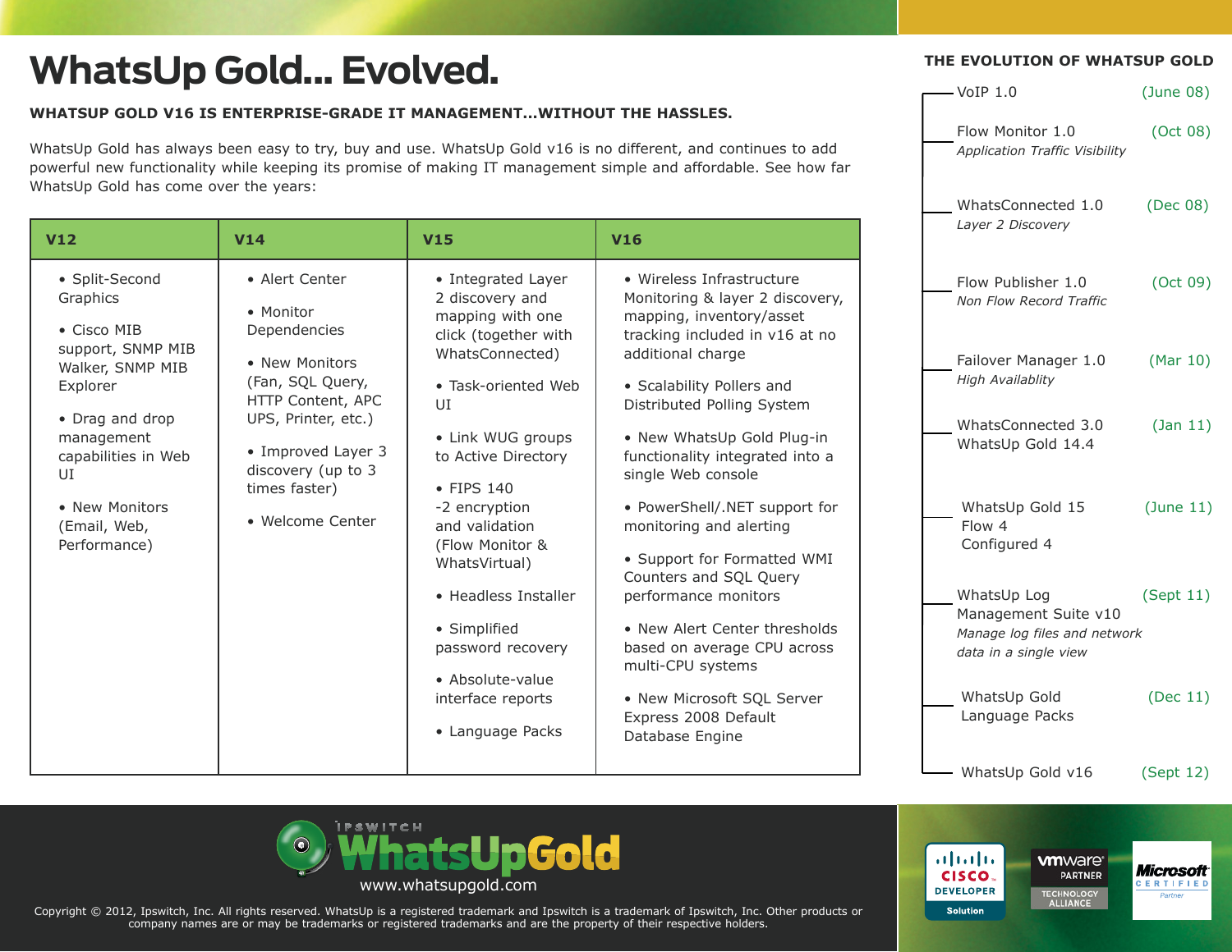# WhatsUp Gold... Evolved.

**WHATSUP GOLD V16 IS ENTERPRISE-GRADE IT MANAGEMENT...WITHOUT THE HASSLES.**

WhatsUp Gold has always been easy to try, buy and use. WhatsUp Gold v16 is no different, and continues to add powerful new functionality while keeping its promise of making IT management simple and affordable. See how far WhatsUp Gold has come over the years:

| V12 | V14 | V15 | V16 |
|---|---|---|---|
| • Split-Second Graphics<br><br>• Cisco MIB support, SNMP MIB Walker, SNMP MIB Explorer<br><br>• Drag and drop management capabilities in Web UI<br><br>• New Monitors (Email, Web, Performance) | • Alert Center<br><br>• Monitor Dependencies<br><br>• New Monitors (Fan, SQL Query, HTTP Content, APC UPS, Printer, etc.)<br><br>• Improved Layer 3 discovery (up to 3 times faster)<br><br>• Welcome Center | • Integrated Layer 2 discovery and mapping with one click (together with WhatsConnected)<br><br>• Task-oriented Web UI<br><br>• Link WUG groups to Active Directory<br><br>• FIPS 140 -2 encryption and validation (Flow Monitor & WhatsVirtual)<br><br>• Headless Installer<br><br>• Simplified password recovery<br><br>• Absolute-value interface reports<br><br>• Language Packs | • Wireless Infrastructure Monitoring & layer 2 discovery, mapping, inventory/asset tracking included in v16 at no additional charge<br><br>• Scalability Pollers and Distributed Polling System<br><br>• New WhatsUp Gold Plug-in functionality integrated into a single Web console<br><br>• PowerShell/.NET support for monitoring and alerting<br><br>• Support for Formatted WMI Counters and SQL Query performance monitors<br><br>• New Alert Center thresholds based on average CPU across multi-CPU systems<br><br>• New Microsoft SQL Server Express 2008 Default Database Engine |

## THE EVOLUTION OF WHATSUP GOLD

- VoIP 1.0 (June 08)
- Flow Monitor 1.0 (Oct 08)
  *Application Traffic Visibility*
- WhatsConnected 1.0 (Dec 08)
  *Layer 2 Discovery*
- Flow Publisher 1.0 (Oct 09)
  *Non Flow Record Traffic*
- Failover Manager 1.0 (Mar 10)
  *High Availablity*
- WhatsConnected 3.0 (Jan 11)
  WhatsUp Gold 14.4
- WhatsUp Gold 15 (June 11)
  Flow 4
  Configured 4
- WhatsUp Log Management Suite v10 (Sept 11)
  *Manage log files and network data in a single view*
- WhatsUp Gold Language Packs (Dec 11)
- WhatsUp Gold v16 (Sept 12)

IPSWITCH WhatsUpGold
www.whatsupgold.com

Copyright © 2012, Ipswitch, Inc. All rights reserved. WhatsUp is a registered trademark and Ipswitch is a trademark of Ipswitch, Inc. Other products or company names are or may be trademarks or registered trademarks and are the property of their respective holders.

CISCO DEVELOPER Solution | vmware PARTNER TECHNOLOGY ALLIANCE | Microsoft CERTIFIED Partner